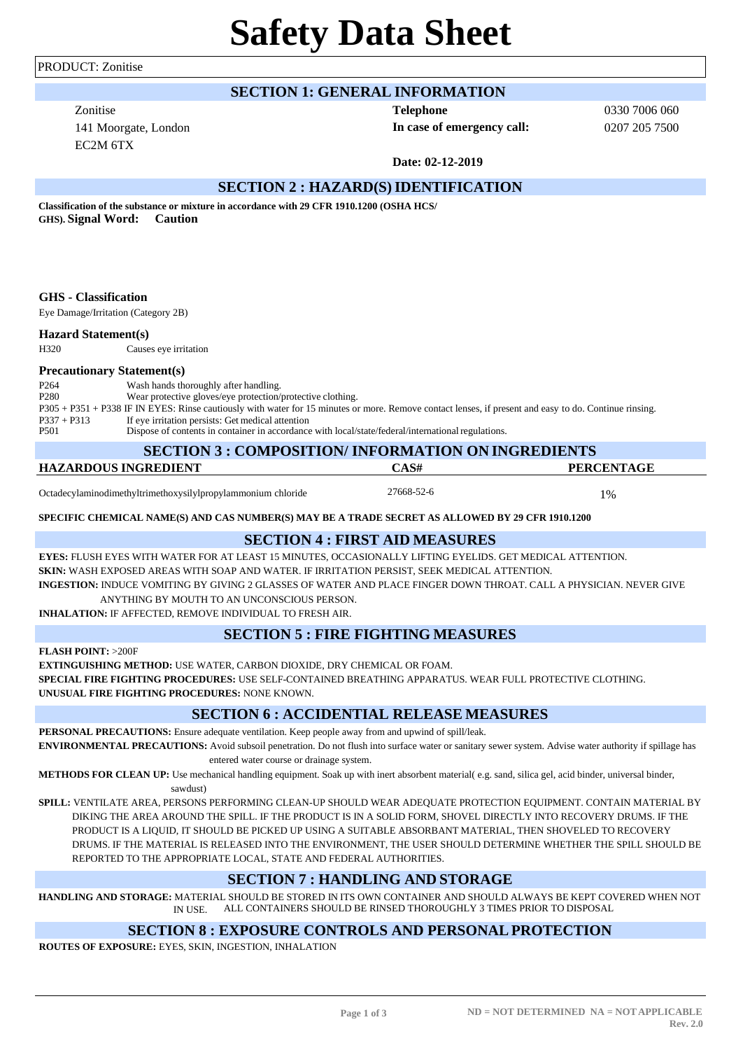# Safety Data Sheet

PRODUCT: Zonitise

## SECTION 1: GENERAL INFORMATION

Zonitise
141 Moorgate, London
EC2M 6TX

**Telephone** 0330 7006 060
**In case of emergency call:** 0207 205 7500

**Date: 02-12-2019**

## SECTION 2 : HAZARD(S) IDENTIFICATION

**Classification of the substance or mixture in accordance with 29 CFR 1910.1200 (OSHA HCS/ GHS). Signal Word: Caution**

### GHS - Classification

Eye Damage/Irritation (Category 2B)

### Hazard Statement(s)

H320 Causes eye irritation

### Precautionary Statement(s)

P264 Wash hands thoroughly after handling.
P280 Wear protective gloves/eye protection/protective clothing.
P305 + P351 + P338 IF IN EYES: Rinse cautiously with water for 15 minutes or more. Remove contact lenses, if present and easy to do. Continue rinsing.
P337 + P313 If eye irritation persists: Get medical attention
P501 Dispose of contents in container in accordance with local/state/federal/international regulations.

## SECTION 3 : COMPOSITION/ INFORMATION ON INGREDIENTS

| HAZARDOUS INGREDIENT | CAS# | PERCENTAGE |
|---|---|---|
| Octadecylaminodimethyltrimethoxysilylpropylammonium chloride | 27668-52-6 | 1% |

**SPECIFIC CHEMICAL NAME(S) AND CAS NUMBER(S) MAY BE A TRADE SECRET AS ALLOWED BY 29 CFR 1910.1200**

## SECTION 4 : FIRST AID MEASURES

**EYES:** FLUSH EYES WITH WATER FOR AT LEAST 15 MINUTES, OCCASIONALLY LIFTING EYELIDS. GET MEDICAL ATTENTION.
**SKIN:** WASH EXPOSED AREAS WITH SOAP AND WATER. IF IRRITATION PERSIST, SEEK MEDICAL ATTENTION.
**INGESTION:** INDUCE VOMITING BY GIVING 2 GLASSES OF WATER AND PLACE FINGER DOWN THROAT. CALL A PHYSICIAN. NEVER GIVE ANYTHING BY MOUTH TO AN UNCONSCIOUS PERSON.
**INHALATION:** IF AFFECTED, REMOVE INDIVIDUAL TO FRESH AIR.

## SECTION 5 : FIRE FIGHTING MEASURES

**FLASH POINT:** >200F
**EXTINGUISHING METHOD:** USE WATER, CARBON DIOXIDE, DRY CHEMICAL OR FOAM.
**SPECIAL FIRE FIGHTING PROCEDURES:** USE SELF-CONTAINED BREATHING APPARATUS. WEAR FULL PROTECTIVE CLOTHING.
**UNUSUAL FIRE FIGHTING PROCEDURES:** NONE KNOWN.

## SECTION 6 : ACCIDENTIAL RELEASE MEASURES

**PERSONAL PRECAUTIONS:** Ensure adequate ventilation. Keep people away from and upwind of spill/leak.
**ENVIRONMENTAL PRECAUTIONS:** Avoid subsoil penetration. Do not flush into surface water or sanitary sewer system. Advise water authority if spillage has entered water course or drainage system.
**METHODS FOR CLEAN UP:** Use mechanical handling equipment. Soak up with inert absorbent material( e.g. sand, silica gel, acid binder, universal binder, sawdust)
**SPILL:** VENTILATE AREA, PERSONS PERFORMING CLEAN-UP SHOULD WEAR ADEQUATE PROTECTION EQUIPMENT. CONTAIN MATERIAL BY DIKING THE AREA AROUND THE SPILL. IF THE PRODUCT IS IN A SOLID FORM, SHOVEL DIRECTLY INTO RECOVERY DRUMS. IF THE PRODUCT IS A LIQUID, IT SHOULD BE PICKED UP USING A SUITABLE ABSORBANT MATERIAL, THEN SHOVELED TO RECOVERY DRUMS. IF THE MATERIAL IS RELEASED INTO THE ENVIRONMENT, THE USER SHOULD DETERMINE WHETHER THE SPILL SHOULD BE REPORTED TO THE APPROPRIATE LOCAL, STATE AND FEDERAL AUTHORITIES.

## SECTION 7 : HANDLING AND STORAGE

**HANDLING AND STORAGE:** MATERIAL SHOULD BE STORED IN ITS OWN CONTAINER AND SHOULD ALWAYS BE KEPT COVERED WHEN NOT IN USE. ALL CONTAINERS SHOULD BE RINSED THOROUGHLY 3 TIMES PRIOR TO DISPOSAL

## SECTION 8 : EXPOSURE CONTROLS AND PERSONAL PROTECTION

**ROUTES OF EXPOSURE:** EYES, SKIN, INGESTION, INHALATION

ND = NOT DETERMINED NA = NOT APPLICABLE
Rev. 2.0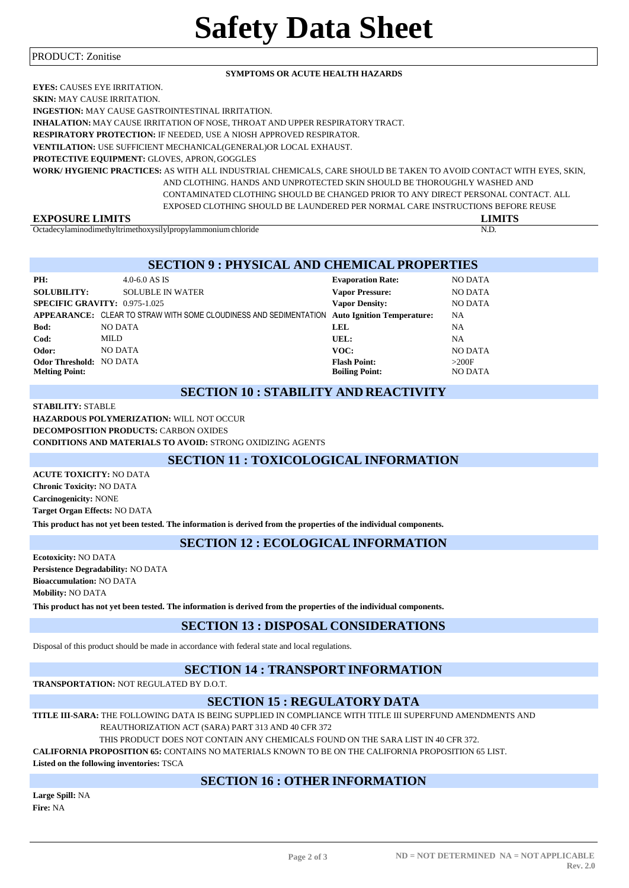# Safety Data Sheet

PRODUCT: Zonitise

**SYMPTOMS OR ACUTE HEALTH HAZARDS**

**EYES:** CAUSES EYE IRRITATION.

**SKIN:** MAY CAUSE IRRITATION.

**INGESTION:** MAY CAUSE GASTROINTESTINAL IRRITATION.

**INHALATION:** MAY CAUSE IRRITATION OF NOSE, THROAT AND UPPER RESPIRATORY TRACT.

**RESPIRATORY PROTECTION:** IF NEEDED, USE A NIOSH APPROVED RESPIRATOR.

**VENTILATION:** USE SUFFICIENT MECHANICAL(GENERAL)OR LOCAL EXHAUST.

**PROTECTIVE EQUIPMENT:** GLOVES, APRON, GOGGLES

**WORK/ HYGIENIC PRACTICES:** AS WITH ALL INDUSTRIAL CHEMICALS, CARE SHOULD BE TAKEN TO AVOID CONTACT WITH EYES, SKIN, AND CLOTHING. HANDS AND UNPROTECTED SKIN SHOULD BE THOROUGHLY WASHED AND CONTAMINATED CLOTHING SHOULD BE CHANGED PRIOR TO ANY DIRECT PERSONAL CONTACT. ALL EXPOSED CLOTHING SHOULD BE LAUNDERED PER NORMAL CARE INSTRUCTIONS BEFORE REUSE

| EXPOSURE LIMITS | LIMITS |
|---|---|
| Octadecylaminodimethyltrimethoxysilylpropylammonium chloride | N.D. |

## SECTION 9 : PHYSICAL AND CHEMICAL PROPERTIES

| | | | |
|---|---|---|---|
| **PH:** | 4.0-6.0 AS IS | **Evaporation Rate:** | NO DATA |
| **SOLUBILITY:** | SOLUBLE IN WATER | **Vapor Pressure:** | NO DATA |
| **SPECIFIC GRAVITY:** | 0.975-1.025 | **Vapor Density:** | NO DATA |
| **APPEARANCE:** | CLEAR TO STRAW WITH SOME CLOUDINESS AND SEDIMENTATION | **Auto Ignition Temperature:** | NA |
| **Bod:** | NO DATA | **LEL** | NA |
| **Cod:** | MILD | **UEL:** | NA |
| **Odor:** | NO DATA | **VOC:** | NO DATA |
| **Odor Threshold:** | NO DATA | **Flash Point:** | >200F |
| **Melting Point:** | | **Boiling Point:** | NO DATA |

## SECTION 10 : STABILITY AND REACTIVITY

**STABILITY:** STABLE

**HAZARDOUS POLYMERIZATION:** WILL NOT OCCUR

**DECOMPOSITION PRODUCTS:** CARBON OXIDES

**CONDITIONS AND MATERIALS TO AVOID:** STRONG OXIDIZING AGENTS

## SECTION 11 : TOXICOLOGICAL INFORMATION

**ACUTE TOXICITY:** NO DATA

**Chronic Toxicity:** NO DATA

**Carcinogenicity:** NONE

**Target Organ Effects:** NO DATA

**This product has not yet been tested. The information is derived from the properties of the individual components.**

## SECTION 12 : ECOLOGICAL INFORMATION

**Ecotoxicity:** NO DATA

**Persistence Degradability:** NO DATA

**Bioaccumulation:** NO DATA

**Mobility:** NO DATA

**This product has not yet been tested. The information is derived from the properties of the individual components.**

## SECTION 13 : DISPOSAL CONSIDERATIONS

Disposal of this product should be made in accordance with federal state and local regulations.

## SECTION 14 : TRANSPORT INFORMATION

**TRANSPORTATION:** NOT REGULATED BY D.O.T.

## SECTION 15 : REGULATORY DATA

**TITLE III-SARA:** THE FOLLOWING DATA IS BEING SUPPLIED IN COMPLIANCE WITH TITLE III SUPERFUND AMENDMENTS AND REAUTHORIZATION ACT (SARA) PART 313 AND 40 CFR 372

THIS PRODUCT DOES NOT CONTAIN ANY CHEMICALS FOUND ON THE SARA LIST IN 40 CFR 372.

**CALIFORNIA PROPOSITION 65:** CONTAINS NO MATERIALS KNOWN TO BE ON THE CALIFORNIA PROPOSITION 65 LIST.

**Listed on the following inventories:** TSCA

## SECTION 16 : OTHER INFORMATION

**Large Spill:** NA

**Fire:** NA

**ND = NOT DETERMINED NA = NOT APPLICABLE**

**Rev. 2.0**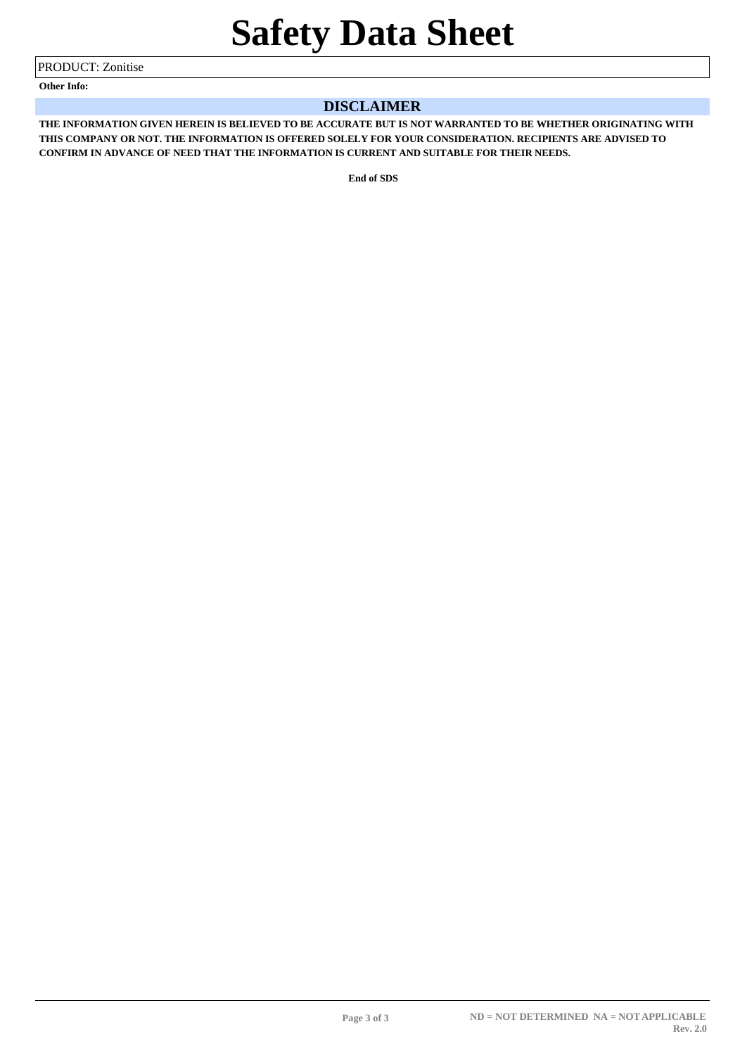# Safety Data Sheet

PRODUCT: Zonitise

**Other Info:**

## DISCLAIMER

**THE INFORMATION GIVEN HEREIN IS BELIEVED TO BE ACCURATE BUT IS NOT WARRANTED TO BE WHETHER ORIGINATING WITH THIS COMPANY OR NOT. THE INFORMATION IS OFFERED SOLELY FOR YOUR CONSIDERATION. RECIPIENTS ARE ADVISED TO CONFIRM IN ADVANCE OF NEED THAT THE INFORMATION IS CURRENT AND SUITABLE FOR THEIR NEEDS.**

**End of SDS**

**ND = NOT DETERMINED NA = NOT APPLICABLE**

**Rev. 2.0**